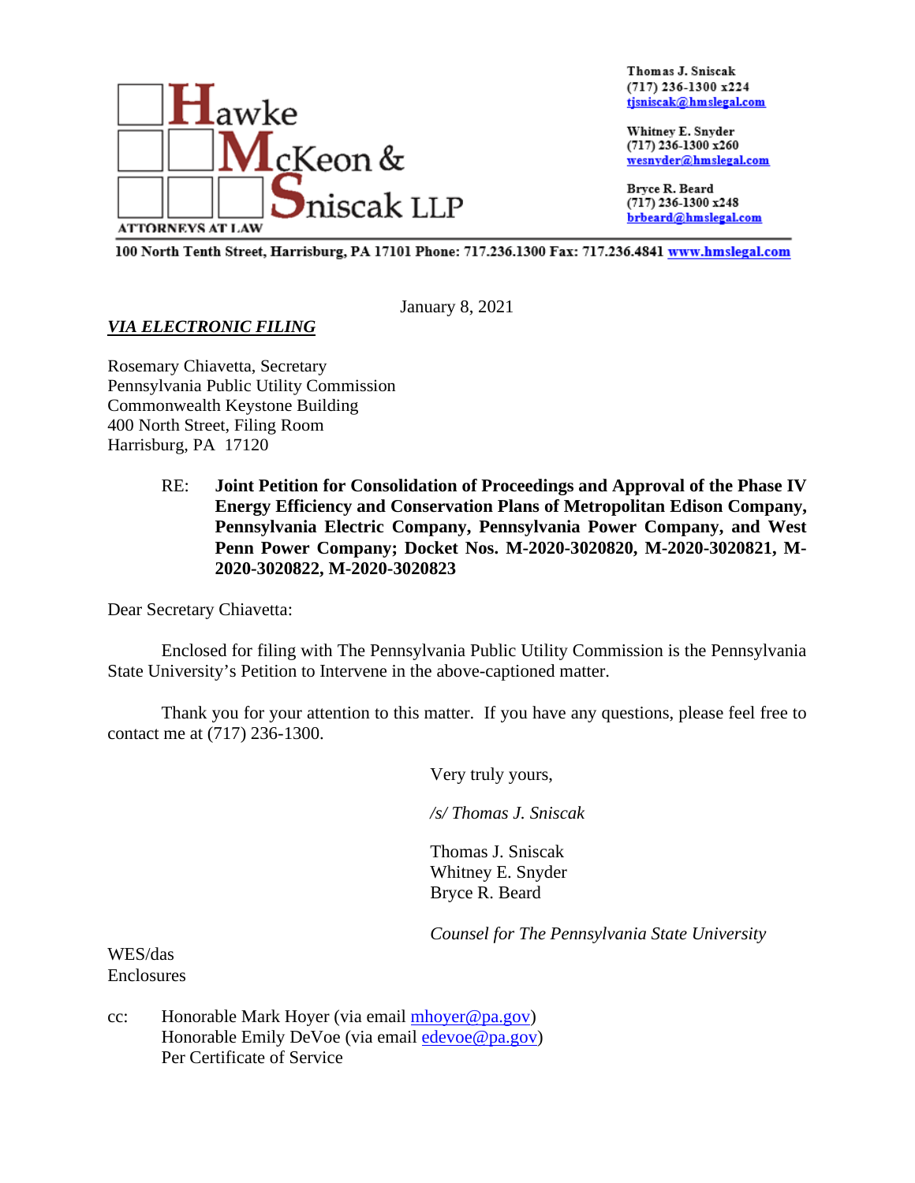**Hawke McKeon & Sniscak LLP**
ATTORNEYS AT LAW

Thomas J. Sniscak
(717) 236-1300 x224
tjsniscak@hmslegal.com

Whitney E. Snyder
(717) 236-1300 x260
wesnyder@hmslegal.com

Bryce R. Beard
(717) 236-1300 x248
brbeard@hmslegal.com

100 North Tenth Street, Harrisburg, PA 17101 Phone: 717.236.1300 Fax: 717.236.4841 www.hmslegal.com

January 8, 2021

***VIA ELECTRONIC FILING***

Rosemary Chiavetta, Secretary
Pennsylvania Public Utility Commission
Commonwealth Keystone Building
400 North Street, Filing Room
Harrisburg, PA 17120

RE: **Joint Petition for Consolidation of Proceedings and Approval of the Phase IV Energy Efficiency and Conservation Plans of Metropolitan Edison Company, Pennsylvania Electric Company, Pennsylvania Power Company, and West Penn Power Company; Docket Nos. M-2020-3020820, M-2020-3020821, M-2020-3020822, M-2020-3020823**

Dear Secretary Chiavetta:

Enclosed for filing with The Pennsylvania Public Utility Commission is the Pennsylvania State University's Petition to Intervene in the above-captioned matter.

Thank you for your attention to this matter. If you have any questions, please feel free to contact me at (717) 236-1300.

Very truly yours,

*/s/ Thomas J. Sniscak*

Thomas J. Sniscak
Whitney E. Snyder
Bryce R. Beard

*Counsel for The Pennsylvania State University*

WES/das
Enclosures

cc: Honorable Mark Hoyer (via email mhoyer@pa.gov)
Honorable Emily DeVoe (via email edevoe@pa.gov)
Per Certificate of Service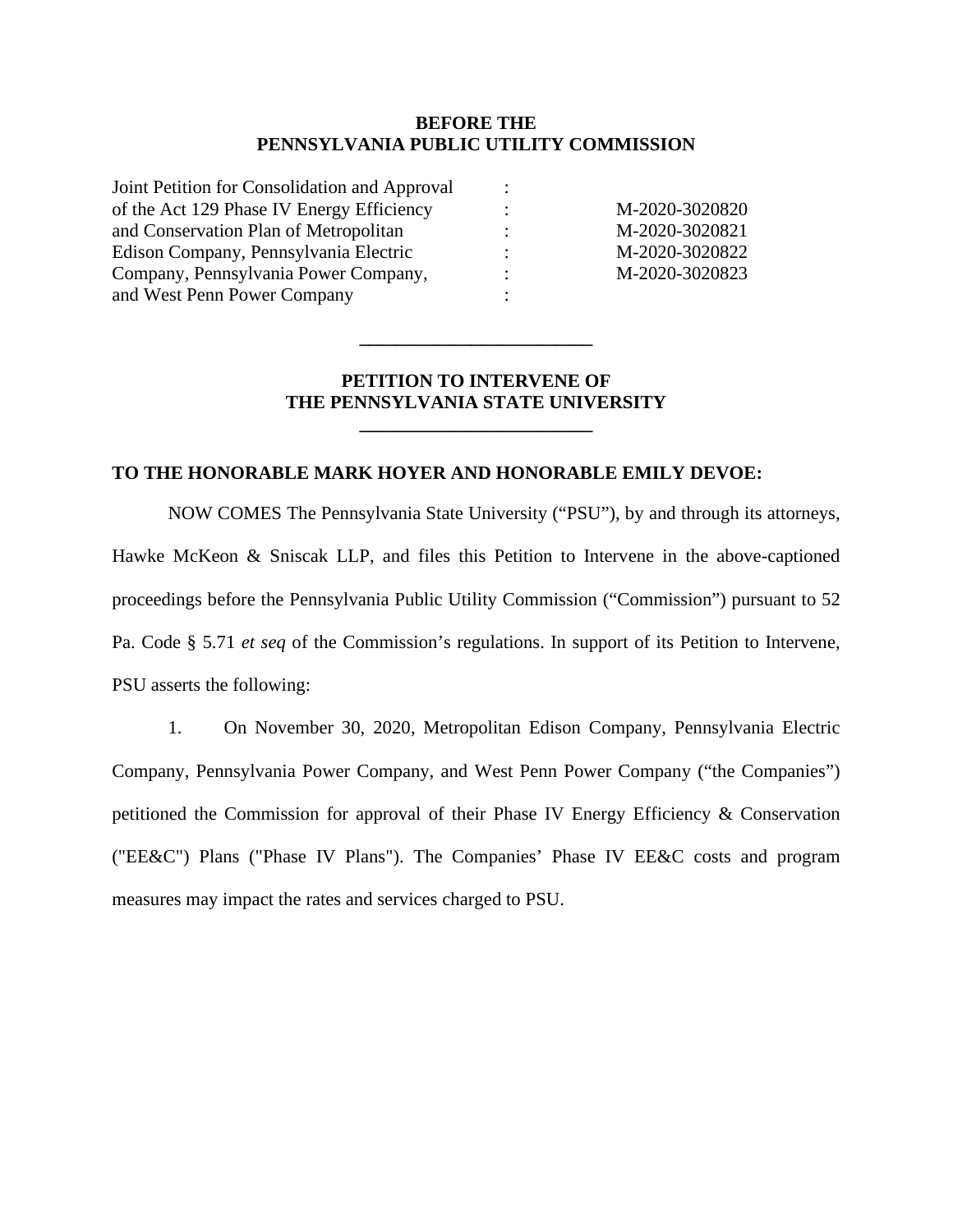**BEFORE THE**
**PENNSYLVANIA PUBLIC UTILITY COMMISSION**

| | | |
|---|---|---|
| Joint Petition for Consolidation and Approval | : | |
| of the Act 129 Phase IV Energy Efficiency | : | M-2020-3020820 |
| and Conservation Plan of Metropolitan | : | M-2020-3020821 |
| Edison Company, Pennsylvania Electric | : | M-2020-3020822 |
| Company, Pennsylvania Power Company, | : | M-2020-3020823 |
| and West Penn Power Company | : | |

---

**PETITION TO INTERVENE OF**
**THE PENNSYLVANIA STATE UNIVERSITY**

---

**TO THE HONORABLE MARK HOYER AND HONORABLE EMILY DEVOE:**

NOW COMES The Pennsylvania State University ("PSU"), by and through its attorneys, Hawke McKeon & Sniscak LLP, and files this Petition to Intervene in the above-captioned proceedings before the Pennsylvania Public Utility Commission ("Commission") pursuant to 52 Pa. Code § 5.71 *et seq* of the Commission's regulations. In support of its Petition to Intervene, PSU asserts the following:

1. On November 30, 2020, Metropolitan Edison Company, Pennsylvania Electric Company, Pennsylvania Power Company, and West Penn Power Company ("the Companies") petitioned the Commission for approval of their Phase IV Energy Efficiency & Conservation ("EE&C") Plans ("Phase IV Plans"). The Companies' Phase IV EE&C costs and program measures may impact the rates and services charged to PSU.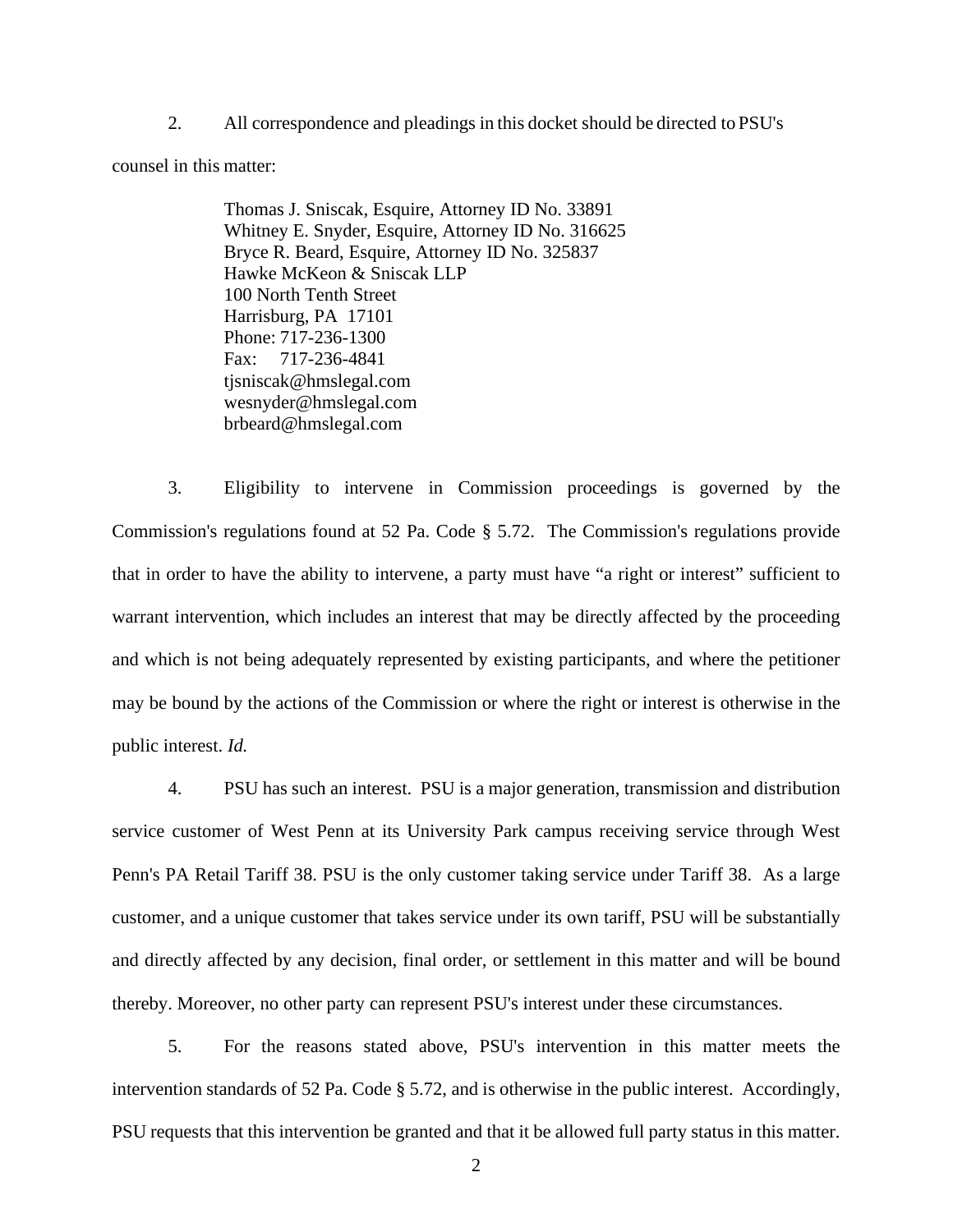2. All correspondence and pleadings in this docket should be directed to PSU's counsel in this matter:

> Thomas J. Sniscak, Esquire, Attorney ID No. 33891
> Whitney E. Snyder, Esquire, Attorney ID No. 316625
> Bryce R. Beard, Esquire, Attorney ID No. 325837
> Hawke McKeon & Sniscak LLP
> 100 North Tenth Street
> Harrisburg, PA 17101
> Phone: 717-236-1300
> Fax: 717-236-4841
> tjsniscak@hmslegal.com
> wesnyder@hmslegal.com
> brbeard@hmslegal.com

3. Eligibility to intervene in Commission proceedings is governed by the Commission's regulations found at 52 Pa. Code § 5.72. The Commission's regulations provide that in order to have the ability to intervene, a party must have "a right or interest" sufficient to warrant intervention, which includes an interest that may be directly affected by the proceeding and which is not being adequately represented by existing participants, and where the petitioner may be bound by the actions of the Commission or where the right or interest is otherwise in the public interest. *Id.*

4. PSU has such an interest. PSU is a major generation, transmission and distribution service customer of West Penn at its University Park campus receiving service through West Penn's PA Retail Tariff 38. PSU is the only customer taking service under Tariff 38. As a large customer, and a unique customer that takes service under its own tariff, PSU will be substantially and directly affected by any decision, final order, or settlement in this matter and will be bound thereby. Moreover, no other party can represent PSU's interest under these circumstances.

5. For the reasons stated above, PSU's intervention in this matter meets the intervention standards of 52 Pa. Code § 5.72, and is otherwise in the public interest. Accordingly, PSU requests that this intervention be granted and that it be allowed full party status in this matter.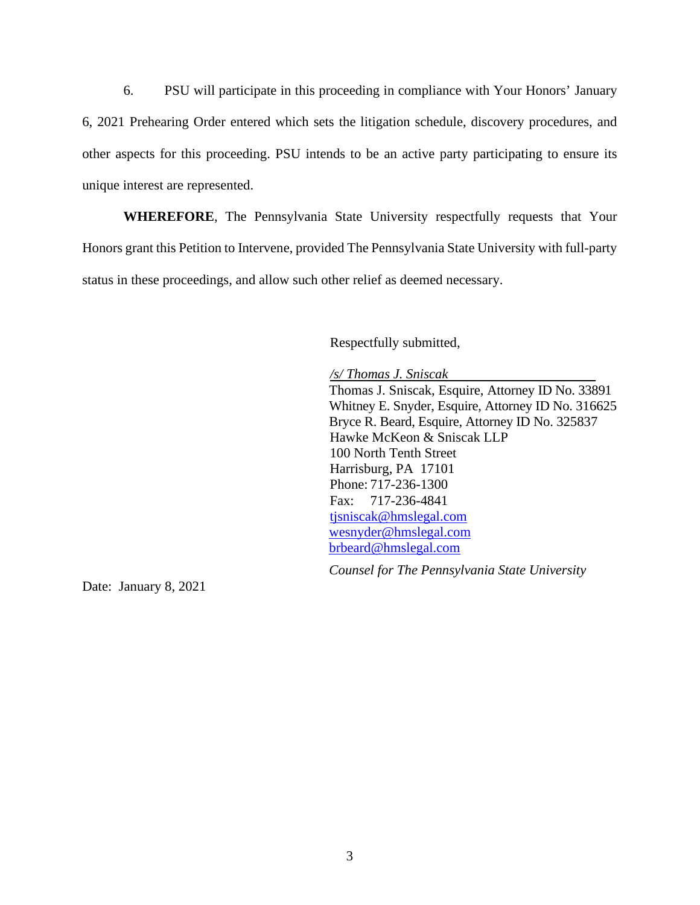6. PSU will participate in this proceeding in compliance with Your Honors' January 6, 2021 Prehearing Order entered which sets the litigation schedule, discovery procedures, and other aspects for this proceeding. PSU intends to be an active party participating to ensure its unique interest are represented.

**WHEREFORE**, The Pennsylvania State University respectfully requests that Your Honors grant this Petition to Intervene, provided The Pennsylvania State University with full-party status in these proceedings, and allow such other relief as deemed necessary.

Respectfully submitted,

*/s/ Thomas J. Sniscak*
Thomas J. Sniscak, Esquire, Attorney ID No. 33891
Whitney E. Snyder, Esquire, Attorney ID No. 316625
Bryce R. Beard, Esquire, Attorney ID No. 325837
Hawke McKeon & Sniscak LLP
100 North Tenth Street
Harrisburg, PA 17101
Phone: 717-236-1300
Fax: 717-236-4841
tjsniscak@hmslegal.com
wesnyder@hmslegal.com
brbeard@hmslegal.com

*Counsel for The Pennsylvania State University*

Date: January 8, 2021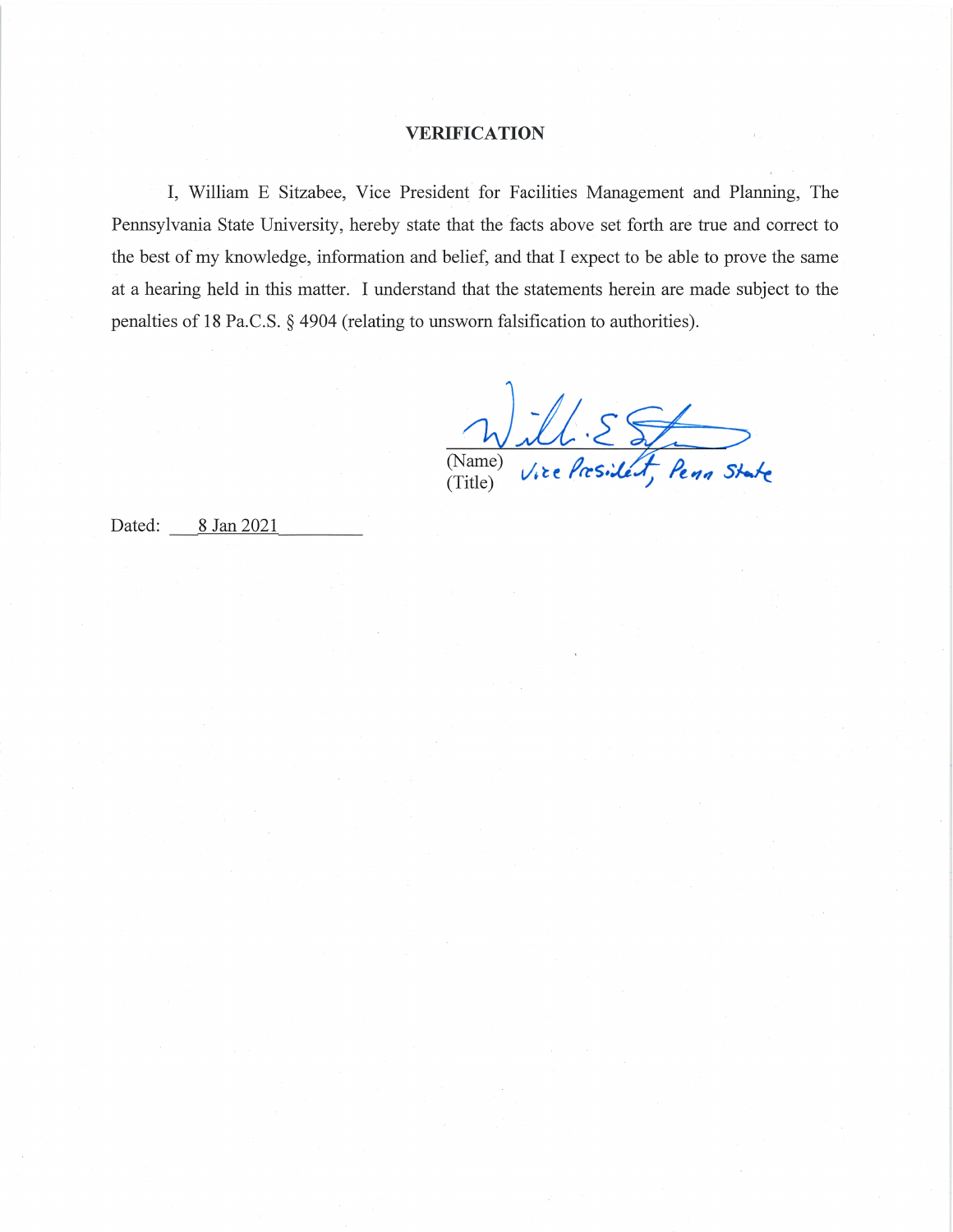## VERIFICATION

I, William E Sitzabee, Vice President for Facilities Management and Planning, The Pennsylvania State University, hereby state that the facts above set forth are true and correct to the best of my knowledge, information and belief, and that I expect to be able to prove the same at a hearing held in this matter. I understand that the statements herein are made subject to the penalties of 18 Pa.C.S. § 4904 (relating to unsworn falsification to authorities).

Will. E S

(Name)
(Title) Vice President, Penn State

Dated: 8 Jan 2021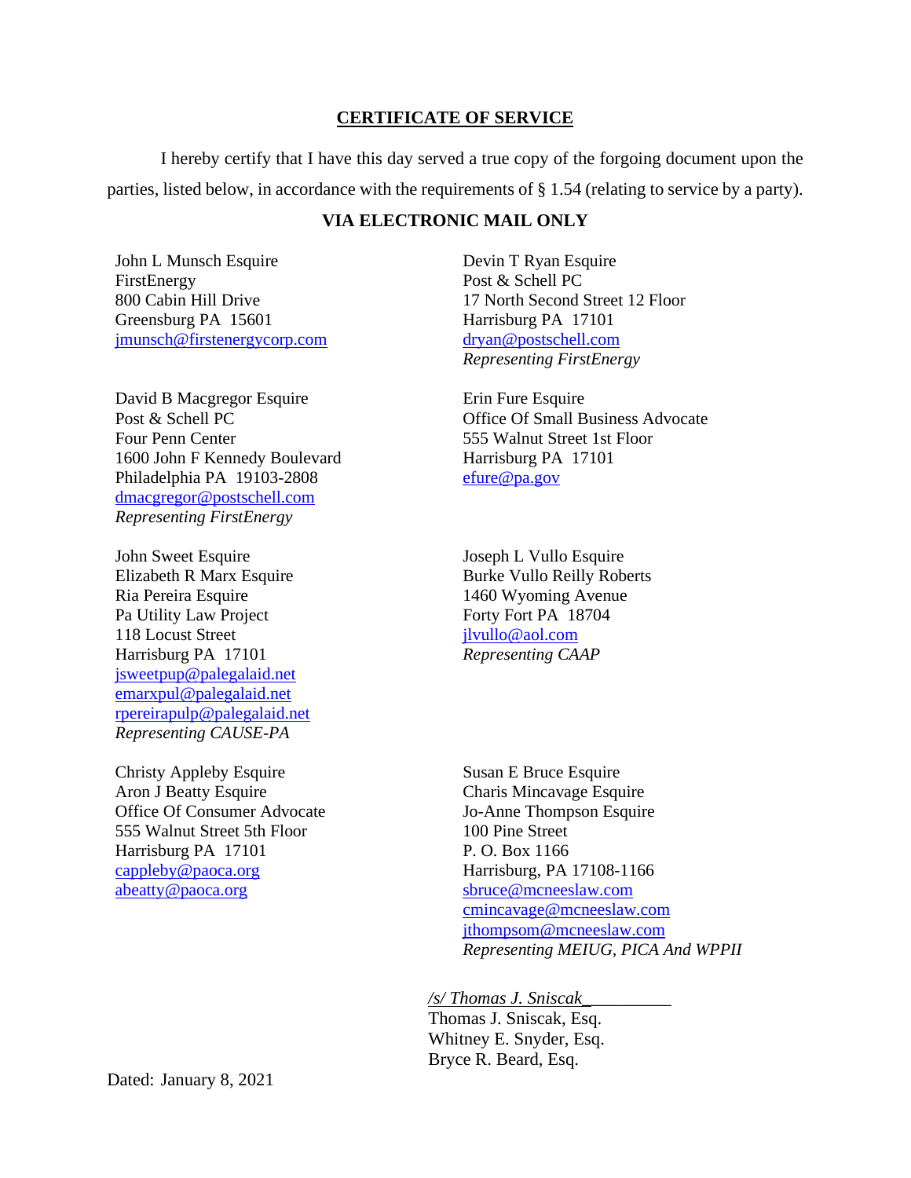## CERTIFICATE OF SERVICE

I hereby certify that I have this day served a true copy of the forgoing document upon the parties, listed below, in accordance with the requirements of § 1.54 (relating to service by a party).

**VIA ELECTRONIC MAIL ONLY**

John L Munsch Esquire
FirstEnergy
800 Cabin Hill Drive
Greensburg PA 15601
jmunsch@firstenergycorp.com

Devin T Ryan Esquire
Post & Schell PC
17 North Second Street 12 Floor
Harrisburg PA 17101
dryan@postschell.com
*Representing FirstEnergy*

David B Macgregor Esquire
Post & Schell PC
Four Penn Center
1600 John F Kennedy Boulevard
Philadelphia PA 19103-2808
dmacgregor@postschell.com
*Representing FirstEnergy*

Erin Fure Esquire
Office Of Small Business Advocate
555 Walnut Street 1st Floor
Harrisburg PA 17101
efure@pa.gov

John Sweet Esquire
Elizabeth R Marx Esquire
Ria Pereira Esquire
Pa Utility Law Project
118 Locust Street
Harrisburg PA 17101
jsweetpup@palegalaid.net
emarxpul@palegalaid.net
rpereirapulp@palegalaid.net
*Representing CAUSE-PA*

Joseph L Vullo Esquire
Burke Vullo Reilly Roberts
1460 Wyoming Avenue
Forty Fort PA 18704
jlvullo@aol.com
*Representing CAAP*

Christy Appleby Esquire
Aron J Beatty Esquire
Office Of Consumer Advocate
555 Walnut Street 5th Floor
Harrisburg PA 17101
cappleby@paoca.org
abeatty@paoca.org

Susan E Bruce Esquire
Charis Mincavage Esquire
Jo-Anne Thompson Esquire
100 Pine Street
P. O. Box 1166
Harrisburg, PA 17108-1166
sbruce@mcneeslaw.com
cmincavage@mcneeslaw.com
jthompsom@mcneeslaw.com
*Representing MEIUG, PICA And WPPII*

*/s/ Thomas J. Sniscak*__________
Thomas J. Sniscak, Esq.
Whitney E. Snyder, Esq.
Bryce R. Beard, Esq.

Dated: January 8, 2021